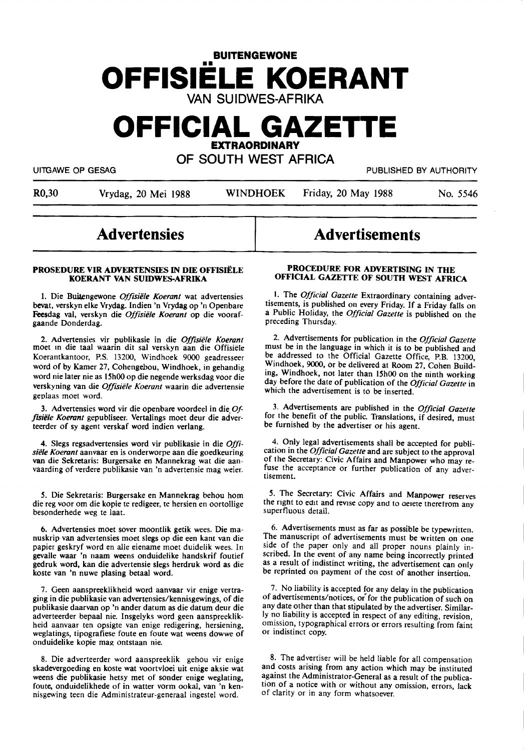# BUITENGEWONE OFFISIËLE KOERANT VAN SUIDWES-AFRIKA

# OFFICIAL GAZETTE EXTRAORDINARY OF SOUTH WEST AFRICA

UITGAWE OP GESAG | PUBLISHED BY AUTHORITY

R0,30 | Vrydag, 20 Mei 1988 | WINDHOEK | Friday, 20 May 1988 | No. 5546

## Advertensies

### PROSEDURE VIR ADVERTENSIES IN DIE OFFISIËLE KOERANT VAN SUIDWES-AFRIKA

1. Die Buitengewone *Offisiële Koerant* wat advertensies bevat, verskyn elke Vrydag. Indien 'n Vrydag op 'n Openbare Feesdag val, verskyn die *Offisiële Koerant* op die voorafgaande Donderdag.

2. Advertensies vir publikasie in die *Offisiële Koerant* moet in die taal waarin dit sal verskyn aan die Offisiële Koerantkantoor, P.S. 13200, Windhoek 9000 geadresseer word of by Kamer 27, Cohengebou, Windhoek, in gehandig word nie later nie as 15h00 op die negende werksdag voor die verskyning van die *Offisiële Koerant* waarin die advertensie geplaas moet word.

3. Advertensies word vir die openbare voordeel in die *Offisiële Koerant* gepubliseer. Vertalings moet deur die adverteerder of sy agent verskaf word indien verlang.

4. Slegs regsadvertensies word vir publikasie in die *Offisiële Koerant* aanvaar en is onderworpe aan die goedkeuring van die Sekretaris: Burgersake en Mannekrag wat die aanvaarding of verdere publikasie van 'n advertensie mag weier.

5. Die Sekretaris: Burgersake en Mannekrag behou hom die reg voor om die kopie te redigeer, te hersien en oortollige besonderhede weg te laat.

6. Advertensies moet sover moontlik getik wees. Die manuskrip van advertensies moet slegs op die een kant van die papier geskryf word en alle eiename moet duidelik wees. In gevalle waar 'n naam weens onduidelike handskrif foutief gedruk word, kan die advertensie slegs herdruk word as die koste van 'n nuwe plasing betaal word.

7. Geen aanspreeklikheid word aanvaar vir enige vertraging in die publikasie van advertensies/kennisgewings, of die publikasie daarvan op 'n ander datum as die datum deur die adverteerder bepaal nie. Insgelyks word geen aanspreeklikheid aanvaar ten opsigte van enige redigering, hersiening, weglatings, tipografiese foute en foute wat weens dowwe of onduidelike kopie mag ontstaan nie.

8. Die adverteerder word aanspreeklik gehou vir enige skadevergoeding en koste wat voortvloei uit enige aksie wat weens die publikasie hetsy met of sonder enige weglating, foute, onduidelikhede of in watter vorm ookal, van 'n kennisgewing teen die Administrateur-generaal ingestel word.

## Advertisements

### PROCEDURE FOR ADVERTISING IN THE OFFICIAL GAZETTE OF SOUTH WEST AFRICA

1. The *Official Gazette* Extraordinary containing advertisements, is published on every Friday. If a Friday falls on a Public Holiday, the *Official Gazette* is published on the preceding Thursday.

2. Advertisements for publication in the *Official Gazette* must be in the language in which it is to be published and be addressed to the Official Gazette Office, P.B. 13200, Windhoek, 9000, or be delivered at Room 27, Cohen Building, Windhoek, not later than 15h00 on the ninth working day before the date of publication of the *Official Gazette* in which the advertisement is to be inserted.

3. Advertisements are published in the *Official Gazette* for the benefit of the public. Translations, if desired, must be furnished by the advertiser or his agent.

4. Only legal advertisements shall be accepted for publication in the *Official Gazette* and are subject to the approval of the Secretary: Civic Affairs and Manpower who may refuse the acceptance or further publication of any advertisement.

5. The Secretary: Civic Affairs and Manpower reserves the right to edit and revise copy and to delete therefrom any superfluous detail.

6. Advertisements must as far as possible be typewritten. The manuscript of advertisements must be written on one side of the paper only and all proper nouns plainly inscribed. In the event of any name being incorrectly printed as a result of indistinct writing, the advertisement can only be reprinted on payment of the cost of another insertion.

7. No liability is accepted for any delay in the publication of advertisements/notices, or for the publication of such on any date other than that stipulated by the advertiser. Similarly no liability is accepted in respect of any editing, revision, omission, typographical errors or errors resulting from faint or indistinct copy.

8. The advertiser will be held liable for all compensation and costs arising from any action which may be instituted against the Administrator-General as a result of the publication of a notice with or without any omission, errors, lack of clarity or in any form whatsoever.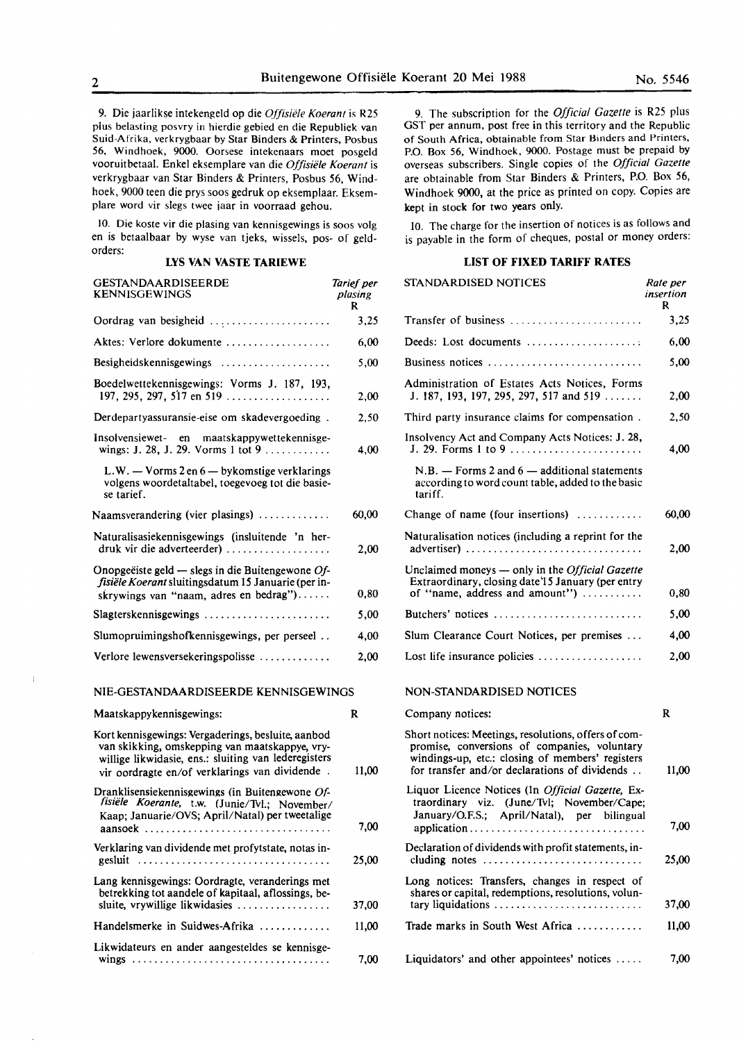9. Die jaarlikse intekengeld op die *Offisiële Koerant* is R25 plus belasting posvry in hierdie gebied en die Republiek van Suid-Afrika, verkrygbaar by Star Binders & Printers, Posbus 56, Windhoek, 9000. Oorsese intekenaars moet posgeld vooruitbetaal. Enkel eksemplare van die *Offisiële Koerant* is verkrygbaar van Star Binders & Printers, Posbus 56, Windhoek, 9000 teen die prys soos gedruk op eksemplaar. Eksemplare word vir slegs twee jaar in voorraad gehou.

10. Die koste vir die plasing van kennisgewings is soos volg en is betaalbaar by wyse van tjeks, wissels, pos- of geldorders:

### LYS VAN VASTE TARIEWE

| GESTANDAARDISEERDE KENNISGEWINGS | *Tarief per plasing* R |
|---|---|
| Oordrag van besigheid | 3,25 |
| Aktes: Verlore dokumente | 6,00 |
| Besigheidskennisgewings | 5,00 |
| Boedelwettekennisgewings: Vorms J. 187, 193, 197, 295, 297, 517 en 519 | 2,00 |
| Derdepartyassuransie-eise om skadevergoeding | 2,50 |
| Insolvensiewet- en maatskappywettekennisgewings: J. 28, J. 29. Vorms 1 tot 9 | 4,00 |
| L.W. — Vorms 2 en 6 — bykomstige verklarings volgens woordetaltabel, toegevoeg tot die basiese tarief. | |
| Naamsverandering (vier plasings) | 60,00 |
| Naturalisasiekennisgewings (insluitende 'n herdruk vir die adverteerder) | 2,00 |
| Onopgeëiste geld — slegs in die Buitengewone *Offisiële Koerant* sluitingsdatum 15 Januarie (per inskrywings van "naam, adres en bedrag") | 0,80 |
| Slagterskennisgewings | 5,00 |
| Slumopruimingshofkennisgewings, per perseel | 4,00 |
| Verlore lewensversekeringspolisse | 2,00 |

### NIE-GESTANDAARDISEERDE KENNISGEWINGS

| Maatskappykennisgewings: | R |
|---|---|
| Kort kennisgewings: Vergaderings, besluite, aanbod van skikking, omskepping van maatskappye, vrywillige likwidasie, ens.: sluiting van lederegisters vir oordragte en/of verklarings van dividende | 11,00 |
| Dranklisensiekennisgewings (in Buitengewone *Offisiële Koerante*, t.w. (Junie/Tvl.; November/Kaap; Januarie/OVS; April/Natal) per tweetalige aansoek | 7,00 |
| Verklaring van dividende met profytstate, notas ingesluit | 25,00 |
| Lang kennisgewings: Oordragte, veranderings met betrekking tot aandele of kapitaal, aflossings, besluite, vrywillige likwidasies | 37,00 |
| Handelsmerke in Suidwes-Afrika | 11,00 |
| Likwidateurs en ander aangesteldes se kennisgewings | 7,00 |

9. The subscription for the *Official Gazette* is R25 plus GST per annum, post free in this territory and the Republic of South Africa, obtainable from Star Binders and Printers, P.O. Box 56, Windhoek, 9000. Postage must be prepaid by overseas subscribers. Single copies of the *Official Gazette* are obtainable from Star Binders & Printers, P.O. Box 56, Windhoek 9000, at the price as printed on copy. Copies are kept in stock for two years only.

10. The charge for the insertion of notices is as follows and is payable in the form of cheques, postal or money orders:

### LIST OF FIXED TARIFF RATES

| STANDARDISED NOTICES | *Rate per insertion* R |
|---|---|
| Transfer of business | 3,25 |
| Deeds: Lost documents | 6,00 |
| Business notices | 5,00 |
| Administration of Estates Acts Notices, Forms J. 187, 193, 197, 295, 297, 517 and 519 | 2,00 |
| Third party insurance claims for compensation | 2,50 |
| Insolvency Act and Company Acts Notices: J. 28, J. 29. Forms 1 to 9 | 4,00 |
| N.B. — Forms 2 and 6 — additional statements according to word count table, added to the basic tariff. | |
| Change of name (four insertions) | 60,00 |
| Naturalisation notices (including a reprint for the advertiser) | 2,00 |
| Unclaimed moneys — only in the *Official Gazette* Extraordinary, closing date 15 January (per entry of "name, address and amount") | 0,80 |
| Butchers' notices | 5,00 |
| Slum Clearance Court Notices, per premises | 4,00 |
| Lost life insurance policies | 2,00 |

### NON-STANDARDISED NOTICES

| Company notices: | R |
|---|---|
| Short notices: Meetings, resolutions, offers of compromise, conversions of companies, voluntary windings-up, etc.: closing of members' registers for transfer and/or declarations of dividends | 11,00 |
| Liquor Licence Notices (In *Official Gazette*, Extraordinary viz. (June/Tvl; November/Cape; January/O.F.S.; April/Natal), per bilingual application | 7,00 |
| Declaration of dividends with profit statements, including notes | 25,00 |
| Long notices: Transfers, changes in respect of shares or capital, redemptions, resolutions, voluntary liquidations | 37,00 |
| Trade marks in South West Africa | 11,00 |
| Liquidators' and other appointees' notices | 7,00 |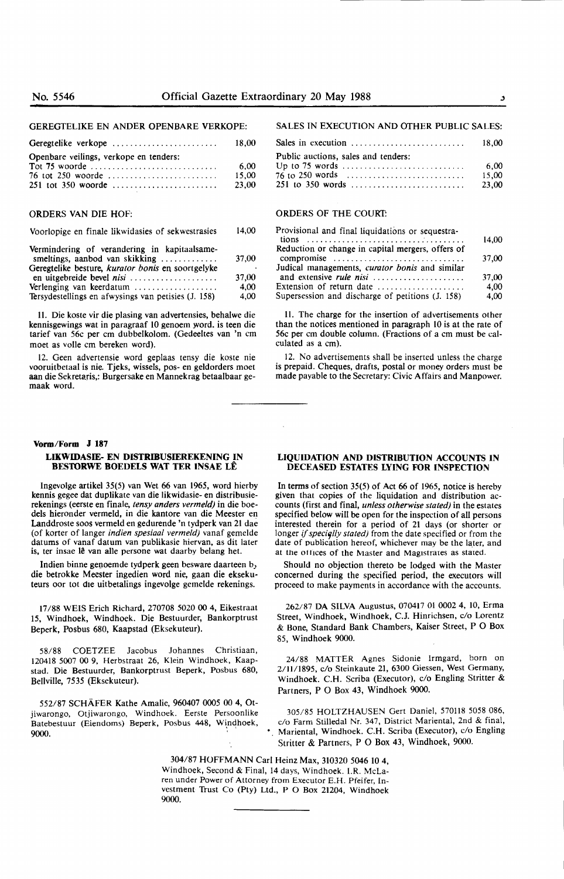GEREGTELIKE EN ANDER OPENBARE VERKOPE:

| | |
|---|---|
| Geregtelike verkope | 18,00 |
| Openbare veilings, verkope en tenders: | |
| Tot 75 woorde | 6,00 |
| 76 tot 250 woorde | 15,00 |
| 251 tot 350 woorde | 23,00 |

ORDERS VAN DIE HOF:

| | |
|---|---|
| Voorlopige en finale likwidasies of sekwestrasies | 14,00 |
| Vermindering of verandering in kapitaalsamesmeltings, aanbod van skikking | 37,00 |
| Geregtelike besture, *kurator bonis* en soortgelyke en uitgebreide bevel *nisi* | 37,00 |
| Verlenging van keerdatum | 4,00 |
| Tersydestellings en afwysings van petisies (J. 158) | 4,00 |

11. Die koste vir die plasing van advertensies, behalwe die kennisgewings wat in paragraaf 10 genoem word. is teen die tarief van 56c per cm dubbelkolom. (Gedeeltes van 'n cm moet as volle cm bereken word).

12. Geen advertensie word geplaas tensy die koste nie vooruitbetaal is nie. Tjeks, wissels, pos- en geldorders moet aan die Sekretaris,: Burgersake en Mannekrag betaalbaar gemaak word.

SALES IN EXECUTION AND OTHER PUBLIC SALES:

| | |
|---|---|
| Sales in execution | 18,00 |
| Public auctions, sales and tenders: | |
| Up to 75 words | 6,00 |
| 76 to 250 words | 15,00 |
| 251 to 350 words | 23,00 |

ORDERS OF THE COURT:

| | |
|---|---|
| Provisional and final liquidations or sequestrations | 14,00 |
| Reduction or change in capital mergers, offers of compromise | 37,00 |
| Judical managements, *curator bonis* and similar and extensive *rule nisi* | 37,00 |
| Extension of return date | 4,00 |
| Supersession and discharge of petitions (J. 158) | 4,00 |

11. The charge for the insertion of advertisements other than the notices mentioned in paragraph 10 is at the rate of 56c per cm double column. (Fractions of a cm must be calculated as a cm).

12. No advertisements shall be inserted unless the charge is prepaid. Cheques, drafts, postal or money orders must be made payable to the Secretary: Civic Affairs and Manpower.

---

**Vorm/Form J 187**

**LIKWIDASIE- EN DISTRIBUSIEREKENING IN BESTORWE BOEDELS WAT TER INSAE LÊ**

Ingevolge artikel 35(5) van Wet 66 van 1965, word hierby kennis gegee dat duplikate van die likwidasie- en distribusierekenings (eerste en finale, *tensy anders vermeld)* in die boedels hieronder vermeld, in die kantore van die Meester en Landdroste soos vermeld en gedurende 'n tydperk van 21 dae (of korter of langer *indien spesiaal vermeld)* vanaf gemelde datums of vanaf datum van publikasie hiervan, as dit later is, ter insae lê van alle persone wat daarby belang het.

Indien binne genoemde tydperk geen besware daarteen by die betrokke Meester ingedien word nie, gaan die eksekuteurs oor tot die uitbetalings ingevolge gemelde rekenings.

17/88 WEIS Erich Richard, 270708 5020 00 4, Eikestraat 15, Windhoek, Windhoek. Die Bestuurder, Bankorptrust Beperk, Posbus 680, Kaapstad (Eksekuteur).

58/88 COETZEE Jacobus Johannes Christiaan, 120418 5007 00 9, Herbstraat 26, Klein Windhoek, Kaapstad. Die Bestuurder, Bankorptrust Beperk, Posbus 680, Bellville, 7535 (Eksekuteur).

552/87 SCHÄFER Kathe Amalie, 960407 0005 00 4, Otjiwarongo, Otjiwarongo, Windhoek. Eerste Persoonlike Batebestuur (Eiendoms) Beperk, Posbus 448, Windhoek, 9000.

**LIQUIDATION AND DISTRIBUTION ACCOUNTS IN DECEASED ESTATES LYING FOR INSPECTION**

In terms of section 35(5) of Act 66 of 1965, notice is hereby given that copies of the liquidation and distribution accounts (first and final, *unless otherwise stated)* in the estates specified below will be open for the inspection of all persons interested therein for a period of 21 days (or shorter or longer *if specially stated)* from the date specified or from the date of publication hereof, whichever may be the later, and at the offices of the Master and Magistrates as stated.

Should no objection thereto be lodged with the Master concerned during the specified period, the executors will proceed to make payments in accordance with the accounts.

262/87 DA SILVA Augustus, 070417 01 0002 4, 10, Erma Street, Windhoek, Windhoek, C.J. Hinrichsen, c/o Lorentz & Bone, Standard Bank Chambers, Kaiser Street, P O Box 85, Windhoek 9000.

24/88 MATTER Agnes Sidonie Irmgard, born on 2/11/1895, c/o Steinkaute 21, 6300 Giessen, West Germany, Windhoek. C.H. Scriba (Executor), c/o Engling Stritter & Partners, P O Box 43, Windhoek 9000.

305/85 HOLTZHAUSEN Gert Daniel, 570118 5058 086, c/o Farm Stilledal Nr. 347, District Mariental, 2nd & final, Mariental, Windhoek. C.H. Scriba (Executor), c/o Engling Stritter & Partners, P O Box 43, Windhoek, 9000.

304/87 HOFFMANN Carl Heinz Max, 310320 5046 10 4, Windhoek, Second & Final, 14 days, Windhoek. I.R. McLaren under Power of Attorney from Executor E.H. Pfeifer, Investment Trust Co (Pty) Ltd., P O Box 21204, Windhoek 9000.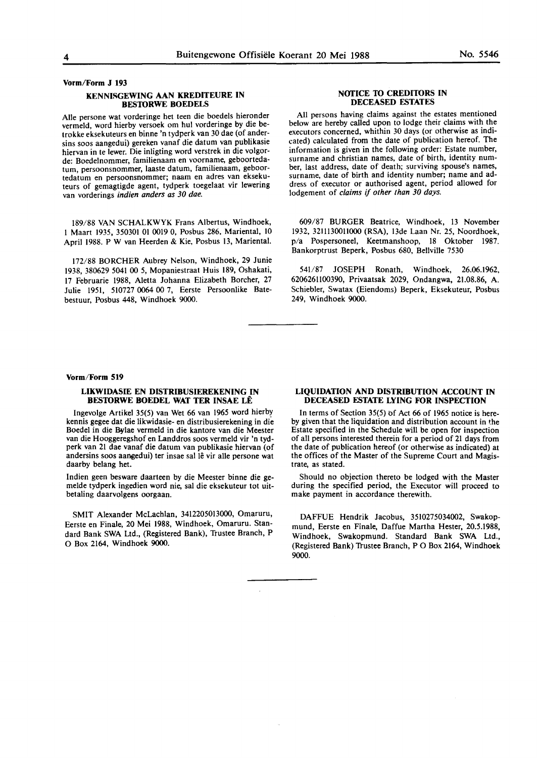**Vorm/Form J 193**

## KENNISGEWING AAN KREDITEURE IN BESTORWE BOEDELS

Alle persone wat vorderinge het teen die boedels hieronder vermeld, word hierby versoek om hul vorderinge by die betrokke eksekuteurs en binne 'n tydperk van 30 dae (of andersins soos aangedui) gereken vanaf die datum van publikasie hiervan in te lewer. Die inligting word verstrek in die volgorde: Boedelnommer, familienaam en voorname, geboortedatum, persoonsnommer, laaste datum, familienaam, geboortedatum en persoonsnommer; naam en adres van eksekuteurs of gemagtigde agent, tydperk toegelaat vir lewering van vorderings *indien anders as 30 dae.*

189/88 VAN SCHALKWYK Frans Albertus, Windhoek, 1 Maart 1935, 350301 01 0019 0, Posbus 286, Mariental, 10 April 1988. P W van Heerden & Kie, Posbus 13, Mariental.

172/88 BORCHER Aubrey Nelson, Windhoek, 29 Junie 1938, 380629 5041 00 5, Mopaniestraat Huis 189, Oshakati, 17 Februarie 1988, Aletta Johanna Elizabeth Borcher, 27 Julie 1951, 510727 0064 00 7, Eerste Persoonlike Batebestuur, Posbus 448, Windhoek 9000.

## NOTICE TO CREDITORS IN DECEASED ESTATES

All persons having claims against the estates mentioned below are hereby called upon to lodge their claims with the executors concerned, whithin 30 days (or otherwise as indicated) calculated from the date of publication hereof. The information is given in the following order: Estate number, surname and christian names, date of birth, identity number, last address, date of death; surviving spouse's names, surname, date of birth and identity number; name and address of executor or authorised agent, period allowed for lodgement of *claims if other than 30 days.*

609/87 BURGER Beatrice, Windhoek, 13 November 1932, 3211130011000 (RSA), 13de Laan Nr. 25, Noordhoek, p/a Pospersoneel, Keetmanshoop, 18 Oktober 1987. Bankorptrust Beperk, Posbus 680, Bellville 7530

541/87 JOSEPH Ronath, Windhoek, 26.06.1962, 6206261100390, Privaatsak 2029, Ondangwa, 21.08.86, A. Schiebler, Swatax (Eiendoms) Beperk, Eksekuteur, Posbus 249, Windhoek 9000.

---

**Vorm/Form 519**

## LIKWIDASIE EN DISTRIBUSIEREKENING IN BESTORWE BOEDEL WAT TER INSAE LÊ

Ingevolge Artikel 35(5) van Wet 66 van 1965 word hierby kennis gegee dat die likwidasie- en distribusierekening in die Boedel in die Bylae vermeld in die kantore van die Meester van die Hooggeregshof en Landdros soos vermeld vir 'n tydperk van 21 dae vanaf die datum van publikasie hiervan (of andersins soos aangedui) ter insae sal lê vir alle persone wat daarby belang het.

Indien geen besware daarteen by die Meester binne die gemelde tydperk ingedien word nie, sal die eksekuteur tot uitbetaling daarvolgens oorgaan.

SMIT Alexander McLachlan, 3412205013000, Omaruru, Eerste en Finale, 20 Mei 1988, Windhoek, Omaruru. Standard Bank SWA Ltd., (Registered Bank), Trustee Branch, P O Box 2164, Windhoek 9000.

## LIQUIDATION AND DISTRIBUTION ACCOUNT IN DECEASED ESTATE LYING FOR INSPECTION

In terms of Section 35(5) of Act 66 of 1965 notice is hereby given that the liquidation and distribution account in the Estate specified in the Schedule will be open for inspection of all persons interested therein for a period of 21 days from the date of publication hereof (or otherwise as indicated) at the offices of the Master of the Supreme Court and Magistrate, as stated.

Should no objection thereto be lodged with the Master during the specified period, the Executor will proceed to make payment in accordance therewith.

DAFFUE Hendrik Jacobus, 3510275034002, Swakopmund, Eerste en Finale, Daffue Martha Hester, 20.5.1988, Windhoek, Swakopmund. Standard Bank SWA Ltd., (Registered Bank) Trustee Branch, P O Box 2164, Windhoek 9000.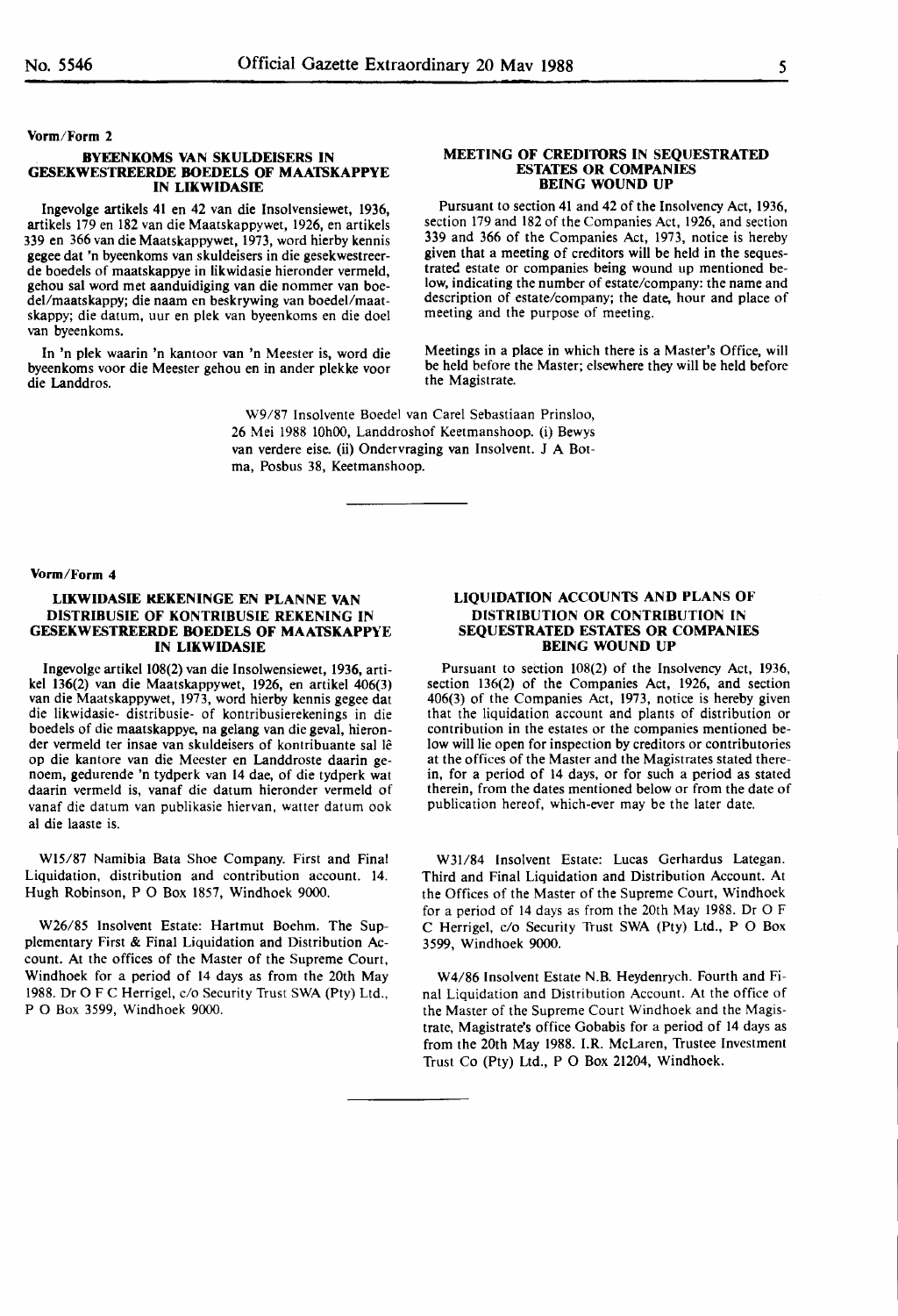Vorm/Form 2

### BYEENKOMS VAN SKULDEISERS IN GESEKWESTREERDE BOEDELS OF MAATSKAPPYE IN LIKWIDASIE

Ingevolge artikels 41 en 42 van die Insolvensiewet, 1936, artikels 179 en 182 van die Maatskappywet, 1926, en artikels 339 en 366 van die Maatskappywet, 1973, word hierby kennis gegee dat 'n byeenkoms van skuldeisers in die gesekwestreerde boedels of maatskappye in likwidasie hieronder vermeld, gehou sal word met aanduidiging van die nommer van boedel/maatskappy; die naam en beskrywing van boedel/maatskappy; die datum, uur en plek van byeenkoms en die doel van byeenkoms.

In 'n plek waarin 'n kantoor van 'n Meester is, word die byeenkoms voor die Meester gehou en in ander plekke voor die Landdros.

### MEETING OF CREDITORS IN SEQUESTRATED ESTATES OR COMPANIES BEING WOUND UP

Pursuant to section 41 and 42 of the Insolvency Act, 1936, section 179 and 182 of the Companies Act, 1926, and section 339 and 366 of the Companies Act, 1973, notice is hereby given that a meeting of creditors will be held in the sequestrated estate or companies being wound up mentioned below, indicating the number of estate/company: the name and description of estate/company; the date, hour and place of meeting and the purpose of meeting.

Meetings in a place in which there is a Master's Office, will be held before the Master; elsewhere they will be held before the Magistrate.

W9/87 Insolvente Boedel van Carel Sebastiaan Prinsloo, 26 Mei 1988 10h00, Landdroshof Keetmanshoop. (i) Bewys van verdere eise. (ii) Ondervraging van Insolvent. J A Botma, Posbus 38, Keetmanshoop.

---

Vorm/Form 4

### LIKWIDASIE REKENINGE EN PLANNE VAN DISTRIBUSIE OF KONTRIBUSIE REKENING IN GESEKWESTREERDE BOEDELS OF MAATSKAPPYE IN LIKWIDASIE

Ingevolge artikel 108(2) van die Insolwensiewet, 1936, artikel 136(2) van die Maatskappywet, 1926, en artikel 406(3) van die Maatskappywet, 1973, word hierby kennis gegee dat die likwidasie- distribusie- of kontribusierekenings in die boedels of die maatskappye, na gelang van die geval, hieronder vermeld ter insae van skuldeisers of kontribuante sal lê op die kantore van die Meester en Landdroste daarin genoem, gedurende 'n tydperk van 14 dae, of die tydperk wat daarin vermeld is, vanaf die datum hieronder vermeld of vanaf die datum van publikasie hiervan, watter datum ook al die laaste is.

### LIQUIDATION ACCOUNTS AND PLANS OF DISTRIBUTION OR CONTRIBUTION IN SEQUESTRATED ESTATES OR COMPANIES BEING WOUND UP

Pursuant to section 108(2) of the Insolvency Act, 1936, section 136(2) of the Companies Act, 1926, and section 406(3) of the Companies Act, 1973, notice is hereby given that the liquidation account and plants of distribution or contribution in the estates or the companies mentioned below will lie open for inspection by creditors or contributories at the offices of the Master and the Magistrates stated therein, for a period of 14 days, or for such a period as stated therein, from the dates mentioned below or from the date of publication hereof, which-ever may be the later date.

W15/87 Namibia Bata Shoe Company. First and Final Liquidation, distribution and contribution account. 14. Hugh Robinson, P O Box 1857, Windhoek 9000.

W26/85 Insolvent Estate: Hartmut Boehm. The Supplementary First & Final Liquidation and Distribution Account. At the offices of the Master of the Supreme Court, Windhoek for a period of 14 days as from the 20th May 1988. Dr O F C Herrigel, c/o Security Trust SWA (Pty) Ltd., P O Box 3599, Windhoek 9000.

W31/84 Insolvent Estate: Lucas Gerhardus Lategan. Third and Final Liquidation and Distribution Account. At the Offices of the Master of the Supreme Court, Windhoek for a period of 14 days as from the 20th May 1988. Dr O F C Herrigel, c/o Security Trust SWA (Pty) Ltd., P O Box 3599, Windhoek 9000.

W4/86 Insolvent Estate N.B. Heydenrych. Fourth and Final Liquidation and Distribution Account. At the office of the Master of the Supreme Court Windhoek and the Magistrate, Magistrate's office Gobabis for a period of 14 days as from the 20th May 1988. I.R. McLaren, Trustee Investment Trust Co (Pty) Ltd., P O Box 21204, Windhoek.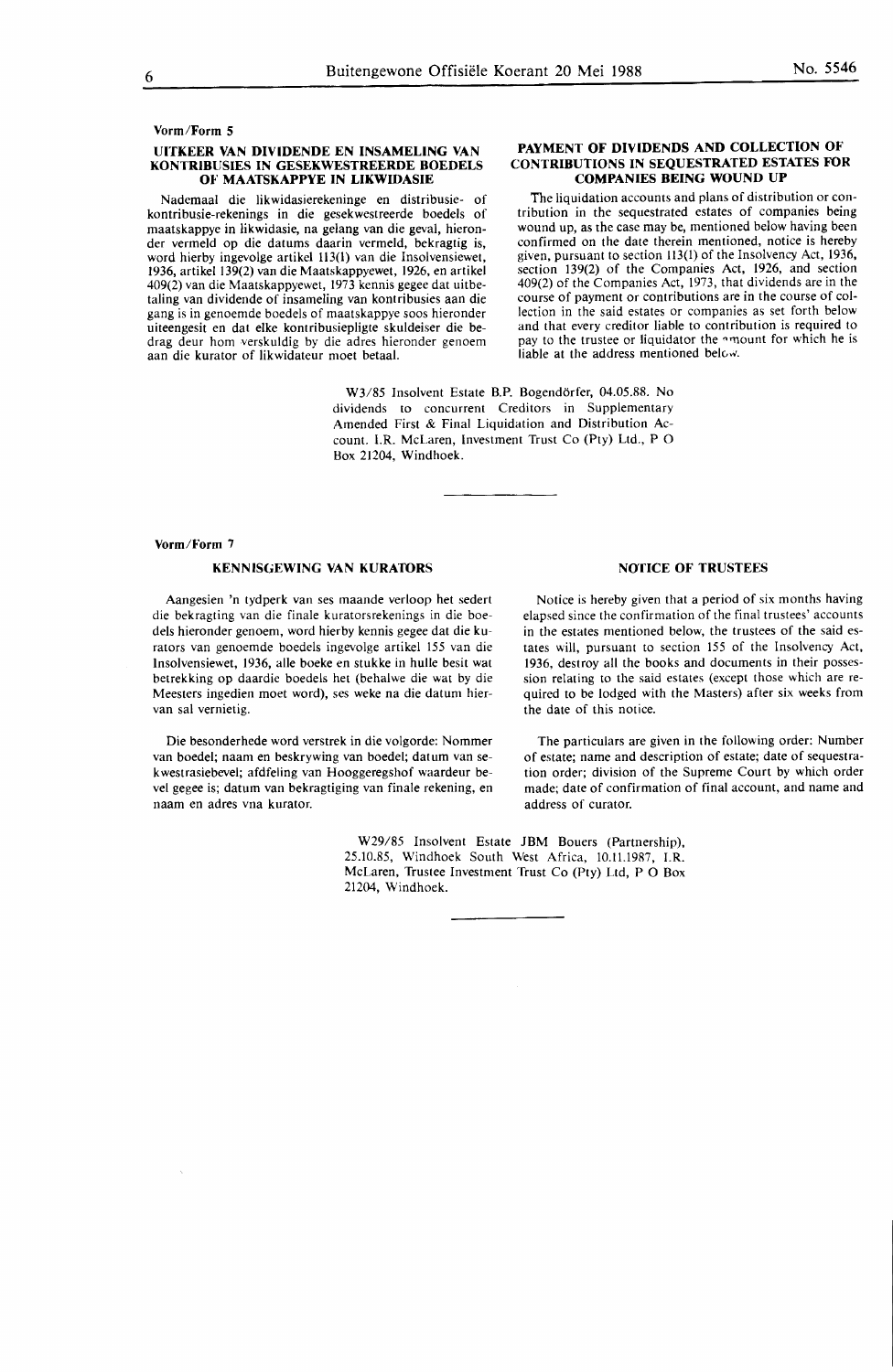Vorm/Form 5

## UITKEER VAN DIVIDENDE EN INSAMELING VAN KONTRIBUSIES IN GESEKWESTREERDE BOEDELS OF MAATSKAPPYE IN LIKWIDASIE

Nademaal die likwidasierekeninge en distribusie- of kontribusie-rekenings in die gesekwestreerde boedels of maatskappye in likwidasie, na gelang van die geval, hieronder vermeld op die datums daarin vermeld, bekragtig is, word hierby ingevolge artikel 113(1) van die Insolvensiewet, 1936, artikel 139(2) van die Maatskappyewet, 1926, en artikel 409(2) van die Maatskappyewet, 1973 kennis gegee dat uitbetaling van dividende of insameling van kontribusies aan die gang is in genoemde boedels of maatskappye soos hieronder uiteengesit en dat elke kontribusiepligte skuldeiser die bedrag deur hom verskuldig by die adres hieronder genoem aan die kurator of likwidateur moet betaal.

## PAYMENT OF DIVIDENDS AND COLLECTION OF CONTRIBUTIONS IN SEQUESTRATED ESTATES FOR COMPANIES BEING WOUND UP

The liquidation accounts and plans of distribution or contribution in the sequestrated estates of companies being wound up, as the case may be, mentioned below having been confirmed on the date therein mentioned, notice is hereby given, pursuant to section 113(1) of the Insolvency Act, 1936, section 139(2) of the Companies Act, 1926, and section 409(2) of the Companies Act, 1973, that dividends are in the course of payment or contributions are in the course of collection in the said estates or companies as set forth below and that every creditor liable to contribution is required to pay to the trustee or liquidator the amount for which he is liable at the address mentioned below.

W3/85 Insolvent Estate B.P. Bogendörfer, 04.05.88. No dividends to concurrent Creditors in Supplementary Amended First & Final Liquidation and Distribution Account. I.R. McLaren, Investment Trust Co (Pty) Ltd., P O Box 21204, Windhoek.

---

Vorm/Form 7

## KENNISGEWING VAN KURATORS

Aangesien 'n tydperk van ses maande verloop het sedert die bekragting van die finale kuratorsrekenings in die boedels hieronder genoem, word hierby kennis gegee dat die kurators van genoemde boedels ingevolge artikel 155 van die Insolvensiewet, 1936, alle boeke en stukke in hulle besit wat betrekking op daardie boedels het (behalwe die wat by die Meesters ingedien moet word), ses weke na die datum hiervan sal vernietig.

Die besonderhede word verstrek in die volgorde: Nommer van boedel; naam en beskrywing van boedel; datum van sekwestrasiebevel; afdeling van Hooggeregshof waardeur bevel gegee is; datum van bekragtiging van finale rekening, en naam en adres vna kurator.

## NOTICE OF TRUSTEES

Notice is hereby given that a period of six months having elapsed since the confirmation of the final trustees' accounts in the estates mentioned below, the trustees of the said estates will, pursuant to section 155 of the Insolvency Act, 1936, destroy all the books and documents in their possession relating to the said estates (except those which are required to be lodged with the Masters) after six weeks from the date of this notice.

The particulars are given in the following order: Number of estate; name and description of estate; date of sequestration order; division of the Supreme Court by which order made; date of confirmation of final account, and name and address of curator.

W29/85 Insolvent Estate JBM Bouers (Partnership), 25.10.85, Windhoek South West Africa, 10.11.1987, I.R. McLaren, Trustee Investment Trust Co (Pty) Ltd, P O Box 21204, Windhoek.

---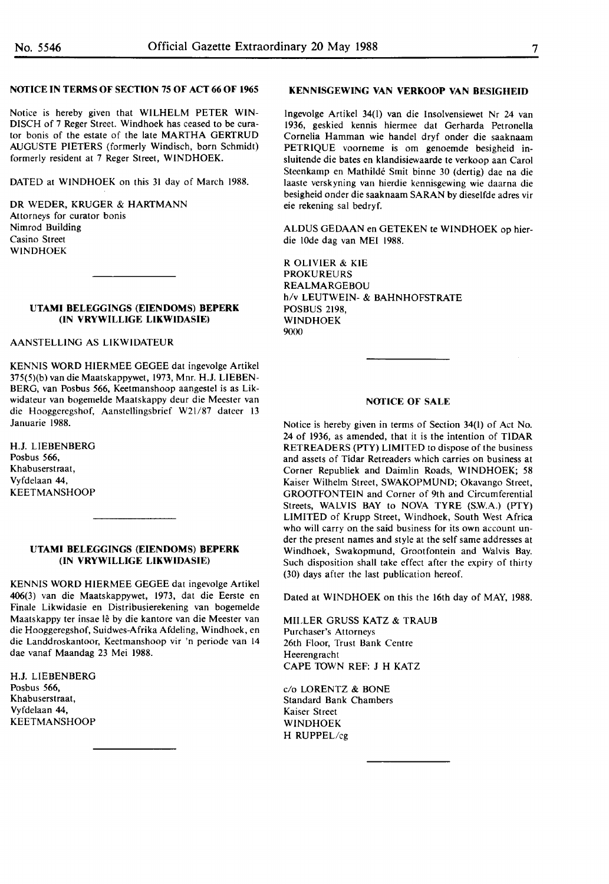### NOTICE IN TERMS OF SECTION 75 OF ACT 66 OF 1965

Notice is hereby given that WILHELM PETER WINDISCH of 7 Reger Street. Windhoek has ceased to be curator bonis of the estate of the late MARTHA GERTRUD AUGUSTE PIETERS (formerly Windisch, born Schmidt) formerly resident at 7 Reger Street, WINDHOEK.

DATED at WINDHOEK on this 31 day of March 1988.

DR WEDER, KRUGER & HARTMANN
Attorneys for curator bonis
Nimrod Building
Casino Street
WINDHOEK

---

### UTAMI BELEGGINGS (EIENDOMS) BEPERK (IN VRYWILLIGE LIKWIDASIE)

AANSTELLING AS LIKWIDATEUR

KENNIS WORD HIERMEE GEGEE dat ingevolge Artikel 375(5)(b) van die Maatskappywet, 1973, Mnr. H.J. LIEBENBERG, van Posbus 566, Keetmanshoop aangestel is as Likwidateur van bogemelde Maatskappy deur die Meester van die Hooggeregshof, Aanstellingsbrief W21/87 dateer 13 Januarie 1988.

H.J. LIEBENBERG
Posbus 566,
Khabuserstraat,
Vyfdelaan 44,
KEETMANSHOOP

---

### UTAMI BELEGGINGS (EIENDOMS) BEPERK (IN VRYWILLIGE LIKWIDASIE)

KENNIS WORD HIERMEE GEGEE dat ingevolge Artikel 406(3) van die Maatskappywet, 1973, dat die Eerste en Finale Likwidasie en Distribusierekening van bogemelde Maatskappy ter insae lê by die kantore van die Meester van die Hooggeregshof, Suidwes-Afrika Afdeling, Windhoek, en die Landdroskantoor, Keetmanshoop vir 'n periode van 14 dae vanaf Maandag 23 Mei 1988.

H.J. LIEBENBERG
Posbus 566,
Khabuserstraat,
Vyfdelaan 44,
KEETMANSHOOP

---

### KENNISGEWING VAN VERKOOP VAN BESIGHEID

Ingevolge Artikel 34(1) van die Insolvensiewet Nr 24 van 1936, geskied kennis hiermee dat Gerharda Petronella Cornelia Hamman wie handel dryf onder die saaknaam PETRIQUE voorneme is om genoemde besigheid insluitende die bates en klandisiewaarde te verkoop aan Carol Steenkamp en Mathildé Smit binne 30 (dertig) dae na die laaste verskyning van hierdie kennisgewing wie daarna die besigheid onder die saaknaam SARAN by dieselfde adres vir eie rekening sal bedryf.

ALDUS GEDAAN en GETEKEN te WINDHOEK op hierdie 10de dag van MEI 1988.

R OLIVIER & KIE
PROKUREURS
REALMARGEBOU
h/v LEUTWEIN- & BAHNHOFSTRATE
POSBUS 2198,
WINDHOEK
9000

---

### NOTICE OF SALE

Notice is hereby given in terms of Section 34(1) of Act No. 24 of 1936, as amended, that it is the intention of TIDAR RETREADERS (PTY) LIMITED to dispose of the business and assets of Tidar Retreaders which carries on business at Corner Republiek and Daimlin Roads, WINDHOEK; 58 Kaiser Wilhelm Street, SWAKOPMUND; Okavango Street, GROOTFONTEIN and Corner of 9th and Circumferential Streets, WALVIS BAY to NOVA TYRE (S.W.A.) (PTY) LIMITED of Krupp Street, Windhoek, South West Africa who will carry on the said business for its own account under the present names and style at the self same addresses at Windhoek, Swakopmund, Grootfontein and Walvis Bay. Such disposition shall take effect after the expiry of thirty (30) days after the last publication hereof.

Dated at WINDHOEK on this the 16th day of MAY, 1988.

MILLER GRUSS KATZ & TRAUB
Purchaser's Attorneys
26th Floor, Trust Bank Centre
Heerengracht
CAPE TOWN REF: J H KATZ

c/o LORENTZ & BONE
Standard Bank Chambers
Kaiser Street
WINDHOEK
H RUPPEL/cg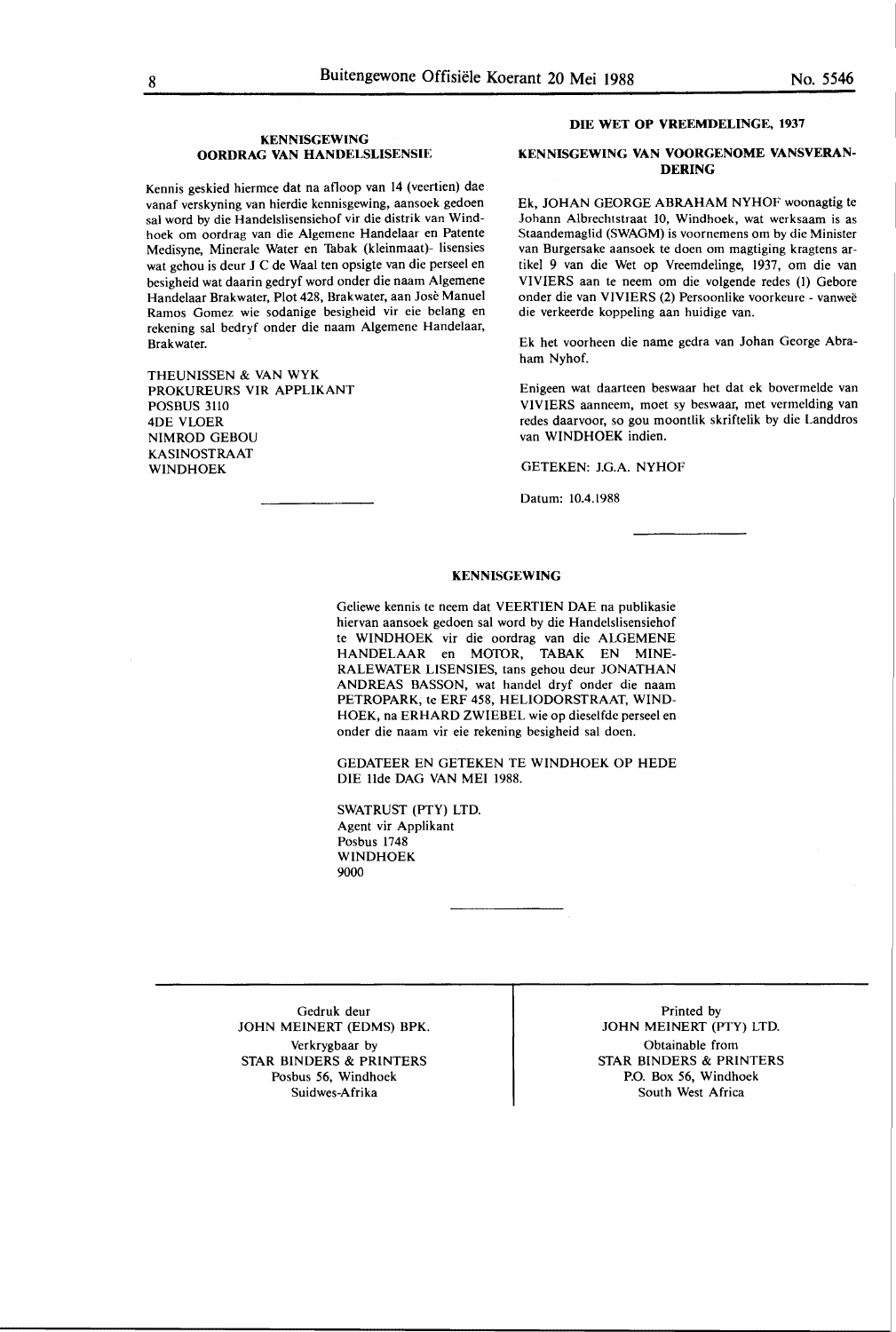### KENNISGEWING OORDRAG VAN HANDELSLISENSIE

Kennis geskied hiermee dat na afloop van 14 (veertien) dae vanaf verskyning van hierdie kennisgewing, aansoek gedoen sal word by die Handelslisensiehof vir die distrik van Windhoek om oordrag van die Algemene Handelaar en Patente Medisyne, Minerale Water en Tabak (kleinmaat)- lisensies wat gehou is deur J C de Waal ten opsigte van die perseel en besigheid wat daarin gedryf word onder die naam Algemene Handelaar Brakwater, Plot 428, Brakwater, aan Josè Manuel Ramos Gomez wie sodanige besigheid vir eie belang en rekening sal bedryf onder die naam Algemene Handelaar, Brakwater.

THEUNISSEN & VAN WYK
PROKUREURS VIR APPLIKANT
POSBUS 3110
4DE VLOER
NIMROD GEBOU
KASINOSTRAAT
WINDHOEK

---

### DIE WET OP VREEMDELINGE, 1937

### KENNISGEWING VAN VOORGENOME VANSVERANDERING

Ek, JOHAN GEORGE ABRAHAM NYHOF woonagtig te Johann Albrechtstraat 10, Windhoek, wat werksaam is as Staandemaglid (SWAGM) is voornemens om by die Minister van Burgersake aansoek te doen om magtiging kragtens artikel 9 van die Wet op Vreemdelinge, 1937, om die van VIVIERS aan te neem om die volgende redes (1) Gebore onder die van VIVIERS (2) Persoonlike voorkeure - vanweë die verkeerde koppeling aan huidige van.

Ek het voorheen die name gedra van Johan George Abraham Nyhof.

Enigeen wat daarteen beswaar het dat ek bovermelde van VIVIERS aanneem, moet sy beswaar, met vermelding van redes daarvoor, so gou moontlik skriftelik by die Landdros van WINDHOEK indien.

GETEKEN: J.G.A. NYHOF

Datum: 10.4.1988

---

### KENNISGEWING

Geliewe kennis te neem dat VEERTIEN DAE na publikasie hiervan aansoek gedoen sal word by die Handelslisensiehof te WINDHOEK vir die oordrag van die ALGEMENE HANDELAAR en MOTOR, TABAK EN MINERALEWATER LISENSIES, tans gehou deur JONATHAN ANDREAS BASSON, wat handel dryf onder die naam PETROPARK, te ERF 458, HELIODORSTRAAT, WINDHOEK, na ERHARD ZWIEBEL wie op dieselfde perseel en onder die naam vir eie rekening besigheid sal doen.

GEDATEER EN GETEKEN TE WINDHOEK OP HEDE DIE 11de DAG VAN MEI 1988.

SWATRUST (PTY) LTD.
Agent vir Applikant
Posbus 1748
WINDHOEK
9000

---

Gedruk deur
JOHN MEINERT (EDMS) BPK.
Verkrygbaar by
STAR BINDERS & PRINTERS
Posbus 56, Windhoek
Suidwes-Afrika

Printed by
JOHN MEINERT (PTY) LTD.
Obtainable from
STAR BINDERS & PRINTERS
P.O. Box 56, Windhoek
South West Africa